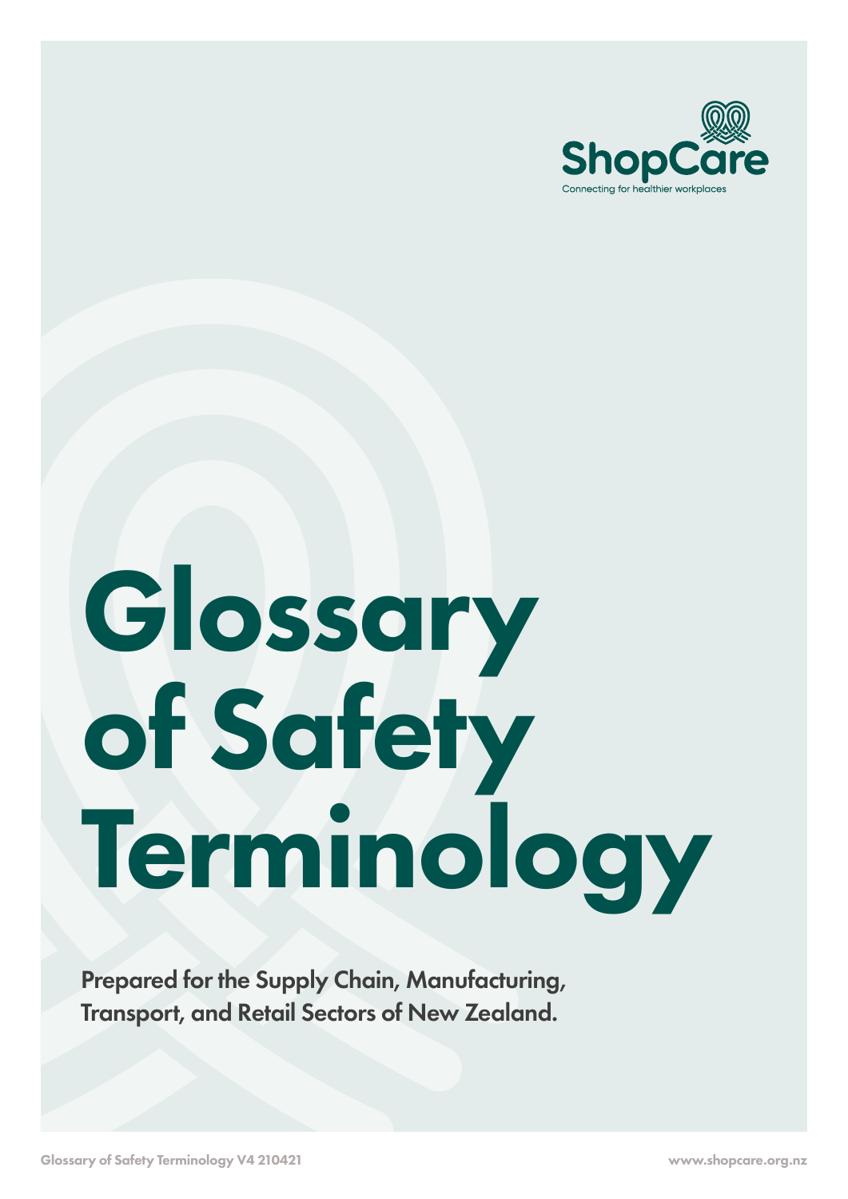ShopCare

Connecting for healthier workplaces

# Glossary of Safety Terminology

**Prepared for the Supply Chain, Manufacturing, Transport, and Retail Sectors of New Zealand.**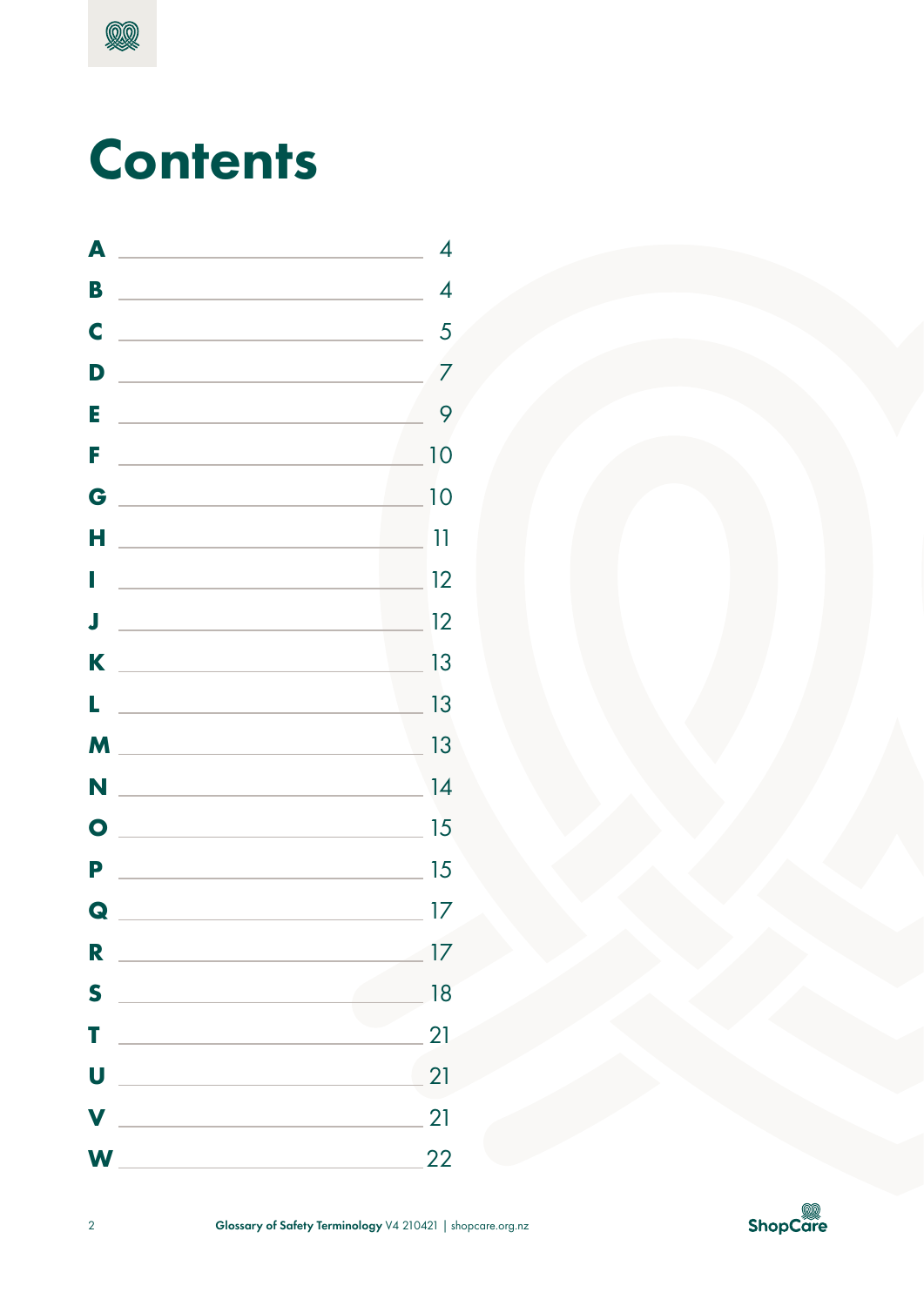# Contents

| | |
|---|---|
| **A** | 4 |
| **B** | 4 |
| **C** | 5 |
| **D** | 7 |
| **E** | 9 |
| **F** | 10 |
| **G** | 10 |
| **H** | 11 |
| **I** | 12 |
| **J** | 12 |
| **K** | 13 |
| **L** | 13 |
| **M** | 13 |
| **N** | 14 |
| **O** | 15 |
| **P** | 15 |
| **Q** | 17 |
| **R** | 17 |
| **S** | 18 |
| **T** | 21 |
| **U** | 21 |
| **V** | 21 |
| **W** | 22 |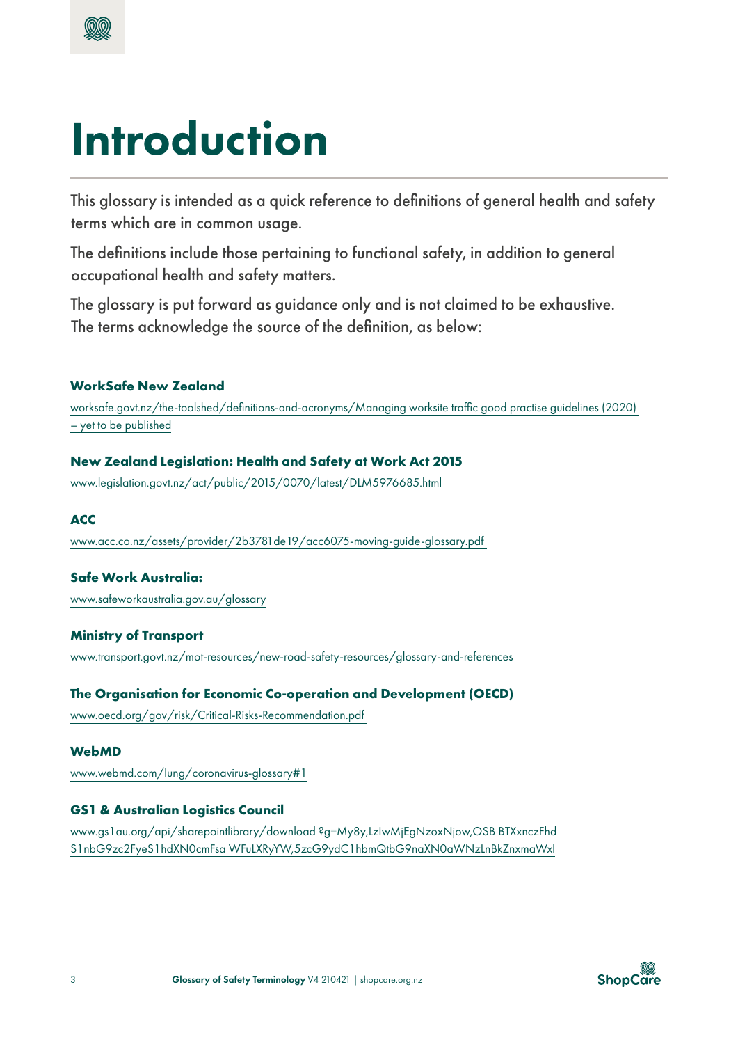# Introduction

This glossary is intended as a quick reference to definitions of general health and safety terms which are in common usage.

The definitions include those pertaining to functional safety, in addition to general occupational health and safety matters.

The glossary is put forward as guidance only and is not claimed to be exhaustive. The terms acknowledge the source of the definition, as below:

**WorkSafe New Zealand**

worksafe.govt.nz/the-toolshed/definitions-and-acronyms/Managing worksite traffic good practise guidelines (2020) – yet to be published

**New Zealand Legislation: Health and Safety at Work Act 2015**

www.legislation.govt.nz/act/public/2015/0070/latest/DLM5976685.html

**ACC**

www.acc.co.nz/assets/provider/2b3781de19/acc6075-moving-guide-glossary.pdf

**Safe Work Australia:**

www.safeworkaustralia.gov.au/glossary

**Ministry of Transport**

www.transport.govt.nz/mot-resources/new-road-safety-resources/glossary-and-references

**The Organisation for Economic Co-operation and Development (OECD)**

www.oecd.org/gov/risk/Critical-Risks-Recommendation.pdf

**WebMD**

www.webmd.com/lung/coronavirus-glossary#1

**GS1 & Australian Logistics Council**

www.gs1au.org/api/sharepointlibrary/download?g=My8y,LzIwMjEgNzoxNjow,OSB BTXxnczFhd S1nbG9zc2FyeS1hdXN0cmFsa WFuLXRyYW,5zcG9ydC1hbmQtbG9naXN0aWNzLnBkZnxmaWxl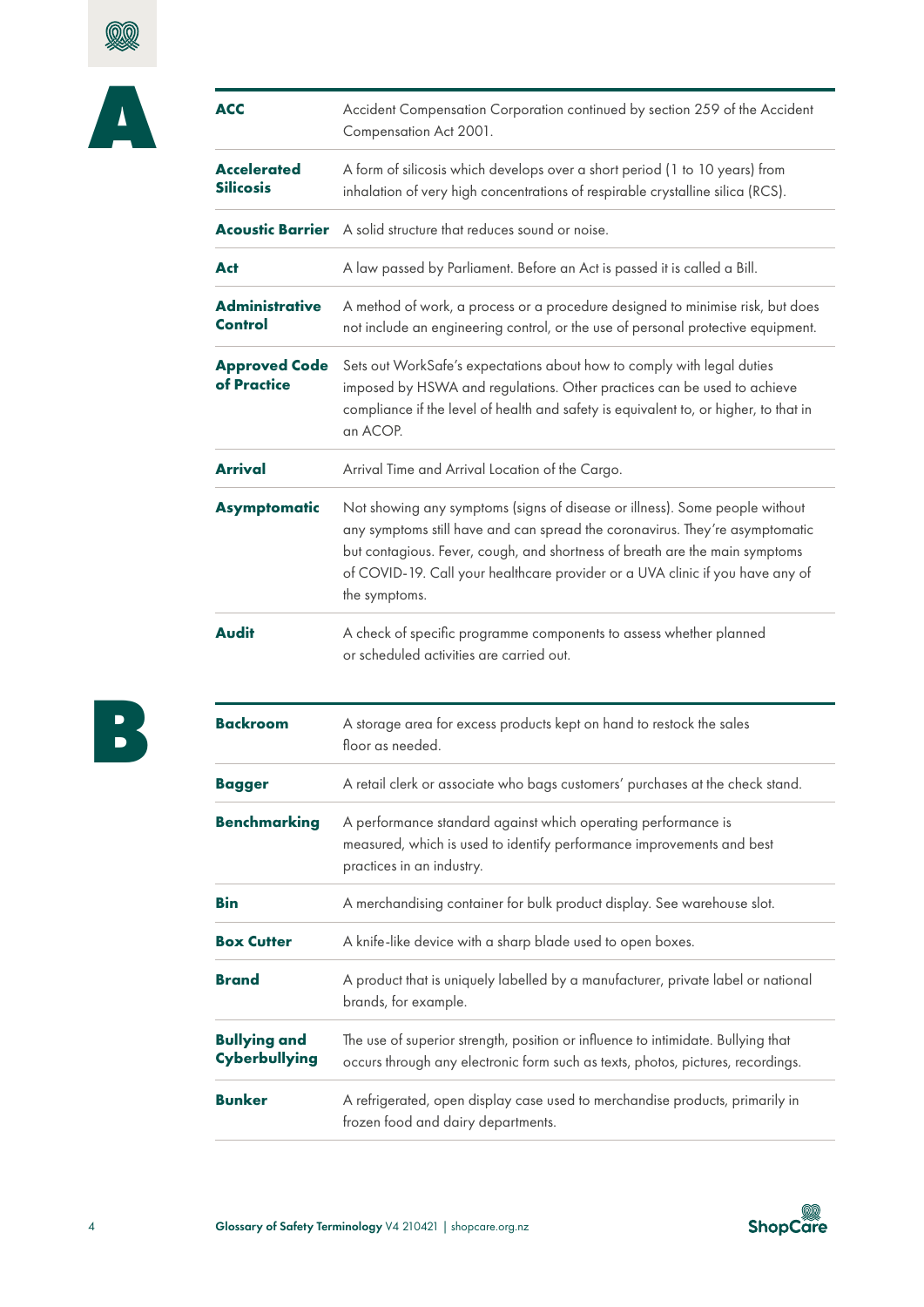# A

| | |
|---|---|
| **ACC** | Accident Compensation Corporation continued by section 259 of the Accident Compensation Act 2001. |
| **Accelerated Silicosis** | A form of silicosis which develops over a short period (1 to 10 years) from inhalation of very high concentrations of respirable crystalline silica (RCS). |
| **Acoustic Barrier** | A solid structure that reduces sound or noise. |
| **Act** | A law passed by Parliament. Before an Act is passed it is called a Bill. |
| **Administrative Control** | A method of work, a process or a procedure designed to minimise risk, but does not include an engineering control, or the use of personal protective equipment. |
| **Approved Code of Practice** | Sets out WorkSafe's expectations about how to comply with legal duties imposed by HSWA and regulations. Other practices can be used to achieve compliance if the level of health and safety is equivalent to, or higher, to that in an ACOP. |
| **Arrival** | Arrival Time and Arrival Location of the Cargo. |
| **Asymptomatic** | Not showing any symptoms (signs of disease or illness). Some people without any symptoms still have and can spread the coronavirus. They're asymptomatic but contagious. Fever, cough, and shortness of breath are the main symptoms of COVID-19. Call your healthcare provider or a UVA clinic if you have any of the symptoms. |
| **Audit** | A check of specific programme components to assess whether planned or scheduled activities are carried out. |

# B

| | |
|---|---|
| **Backroom** | A storage area for excess products kept on hand to restock the sales floor as needed. |
| **Bagger** | A retail clerk or associate who bags customers' purchases at the check stand. |
| **Benchmarking** | A performance standard against which operating performance is measured, which is used to identify performance improvements and best practices in an industry. |
| **Bin** | A merchandising container for bulk product display. See warehouse slot. |
| **Box Cutter** | A knife-like device with a sharp blade used to open boxes. |
| **Brand** | A product that is uniquely labelled by a manufacturer, private label or national brands, for example. |
| **Bullying and Cyberbullying** | The use of superior strength, position or influence to intimidate. Bullying that occurs through any electronic form such as texts, photos, pictures, recordings. |
| **Bunker** | A refrigerated, open display case used to merchandise products, primarily in frozen food and dairy departments. |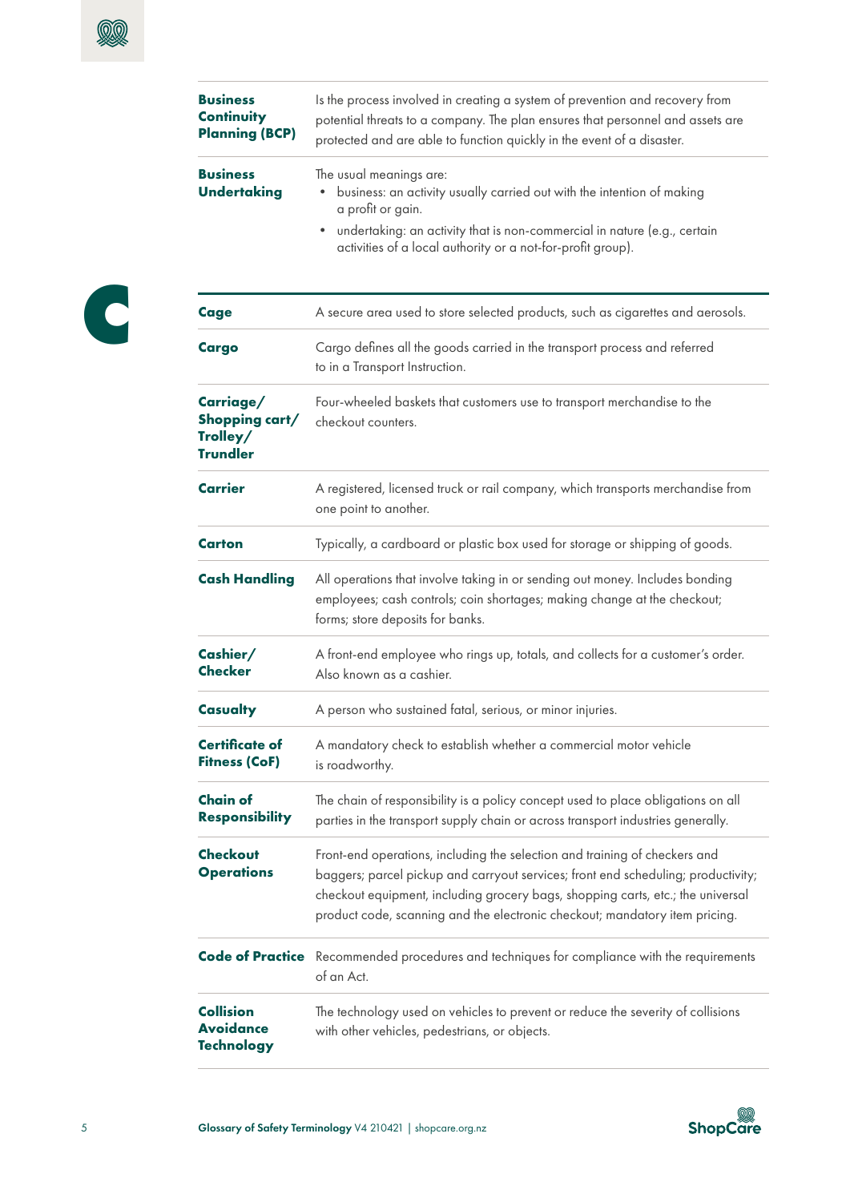| | |
|---|---|
| **Business Continuity Planning (BCP)** | Is the process involved in creating a system of prevention and recovery from potential threats to a company. The plan ensures that personnel and assets are protected and are able to function quickly in the event of a disaster. |
| **Business Undertaking** | The usual meanings are:<br>• business: an activity usually carried out with the intention of making a profit or gain.<br>• undertaking: an activity that is non-commercial in nature (e.g., certain activities of a local authority or a not-for-profit group). |

# C

| | |
|---|---|
| **Cage** | A secure area used to store selected products, such as cigarettes and aerosols. |
| **Cargo** | Cargo defines all the goods carried in the transport process and referred to in a Transport Instruction. |
| **Carriage/ Shopping cart/ Trolley/ Trundler** | Four-wheeled baskets that customers use to transport merchandise to the checkout counters. |
| **Carrier** | A registered, licensed truck or rail company, which transports merchandise from one point to another. |
| **Carton** | Typically, a cardboard or plastic box used for storage or shipping of goods. |
| **Cash Handling** | All operations that involve taking in or sending out money. Includes bonding employees; cash controls; coin shortages; making change at the checkout; forms; store deposits for banks. |
| **Cashier/ Checker** | A front-end employee who rings up, totals, and collects for a customer's order. Also known as a cashier. |
| **Casualty** | A person who sustained fatal, serious, or minor injuries. |
| **Certificate of Fitness (CoF)** | A mandatory check to establish whether a commercial motor vehicle is roadworthy. |
| **Chain of Responsibility** | The chain of responsibility is a policy concept used to place obligations on all parties in the transport supply chain or across transport industries generally. |
| **Checkout Operations** | Front-end operations, including the selection and training of checkers and baggers; parcel pickup and carryout services; front end scheduling; productivity; checkout equipment, including grocery bags, shopping carts, etc.; the universal product code, scanning and the electronic checkout; mandatory item pricing. |
| **Code of Practice** | Recommended procedures and techniques for compliance with the requirements of an Act. |
| **Collision Avoidance Technology** | The technology used on vehicles to prevent or reduce the severity of collisions with other vehicles, pedestrians, or objects. |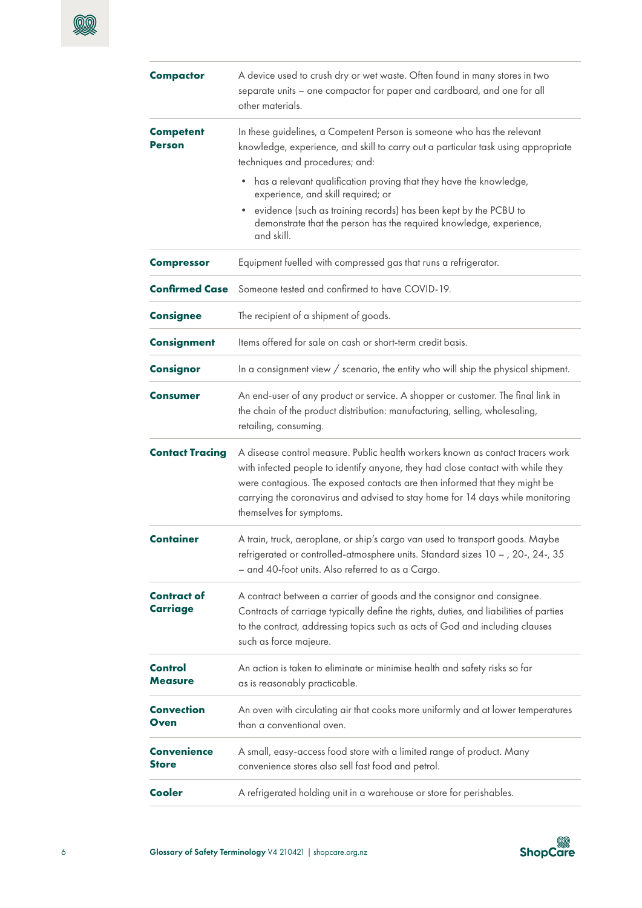| | |
|---|---|
| **Compactor** | A device used to crush dry or wet waste. Often found in many stores in two separate units – one compactor for paper and cardboard, and one for all other materials. |
| **Competent Person** | In these guidelines, a Competent Person is someone who has the relevant knowledge, experience, and skill to carry out a particular task using appropriate techniques and procedures; and:<br>• has a relevant qualification proving that they have the knowledge, experience, and skill required; or<br>• evidence (such as training records) has been kept by the PCBU to demonstrate that the person has the required knowledge, experience, and skill. |
| **Compressor** | Equipment fuelled with compressed gas that runs a refrigerator. |
| **Confirmed Case** | Someone tested and confirmed to have COVID-19. |
| **Consignee** | The recipient of a shipment of goods. |
| **Consignment** | Items offered for sale on cash or short-term credit basis. |
| **Consignor** | In a consignment view / scenario, the entity who will ship the physical shipment. |
| **Consumer** | An end-user of any product or service. A shopper or customer. The final link in the chain of the product distribution: manufacturing, selling, wholesaling, retailing, consuming. |
| **Contact Tracing** | A disease control measure. Public health workers known as contact tracers work with infected people to identify anyone, they had close contact with while they were contagious. The exposed contacts are then informed that they might be carrying the coronavirus and advised to stay home for 14 days while monitoring themselves for symptoms. |
| **Container** | A train, truck, aeroplane, or ship's cargo van used to transport goods. Maybe refrigerated or controlled-atmosphere units. Standard sizes 10 – , 20-, 24-, 35 – and 40-foot units. Also referred to as a Cargo. |
| **Contract of Carriage** | A contract between a carrier of goods and the consignor and consignee. Contracts of carriage typically define the rights, duties, and liabilities of parties to the contract, addressing topics such as acts of God and including clauses such as force majeure. |
| **Control Measure** | An action is taken to eliminate or minimise health and safety risks so far as is reasonably practicable. |
| **Convection Oven** | An oven with circulating air that cooks more uniformly and at lower temperatures than a conventional oven. |
| **Convenience Store** | A small, easy-access food store with a limited range of product. Many convenience stores also sell fast food and petrol. |
| **Cooler** | A refrigerated holding unit in a warehouse or store for perishables. |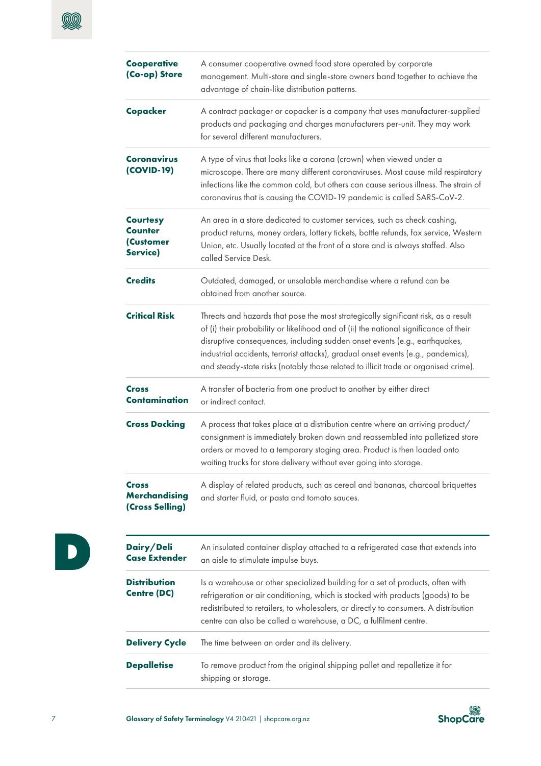| | |
|---|---|
| **Cooperative (Co-op) Store** | A consumer cooperative owned food store operated by corporate management. Multi-store and single-store owners band together to achieve the advantage of chain-like distribution patterns. |
| **Copacker** | A contract packager or copacker is a company that uses manufacturer-supplied products and packaging and charges manufacturers per-unit. They may work for several different manufacturers. |
| **Coronavirus (COVID-19)** | A type of virus that looks like a corona (crown) when viewed under a microscope. There are many different coronaviruses. Most cause mild respiratory infections like the common cold, but others can cause serious illness. The strain of coronavirus that is causing the COVID-19 pandemic is called SARS-CoV-2. |
| **Courtesy Counter (Customer Service)** | An area in a store dedicated to customer services, such as check cashing, product returns, money orders, lottery tickets, bottle refunds, fax service, Western Union, etc. Usually located at the front of a store and is always staffed. Also called Service Desk. |
| **Credits** | Outdated, damaged, or unsalable merchandise where a refund can be obtained from another source. |
| **Critical Risk** | Threats and hazards that pose the most strategically significant risk, as a result of (i) their probability or likelihood and of (ii) the national significance of their disruptive consequences, including sudden onset events (e.g., earthquakes, industrial accidents, terrorist attacks), gradual onset events (e.g., pandemics), and steady-state risks (notably those related to illicit trade or organised crime). |
| **Cross Contamination** | A transfer of bacteria from one product to another by either direct or indirect contact. |
| **Cross Docking** | A process that takes place at a distribution centre where an arriving product/consignment is immediately broken down and reassembled into palletized store orders or moved to a temporary staging area. Product is then loaded onto waiting trucks for store delivery without ever going into storage. |
| **Cross Merchandising (Cross Selling)** | A display of related products, such as cereal and bananas, charcoal briquettes and starter fluid, or pasta and tomato sauces. |

# D

| | |
|---|---|
| **Dairy/Deli Case Extender** | An insulated container display attached to a refrigerated case that extends into an aisle to stimulate impulse buys. |
| **Distribution Centre (DC)** | Is a warehouse or other specialized building for a set of products, often with refrigeration or air conditioning, which is stocked with products (goods) to be redistributed to retailers, to wholesalers, or directly to consumers. A distribution centre can also be called a warehouse, a DC, a fulfilment centre. |
| **Delivery Cycle** | The time between an order and its delivery. |
| **Depalletise** | To remove product from the original shipping pallet and repalletize it for shipping or storage. |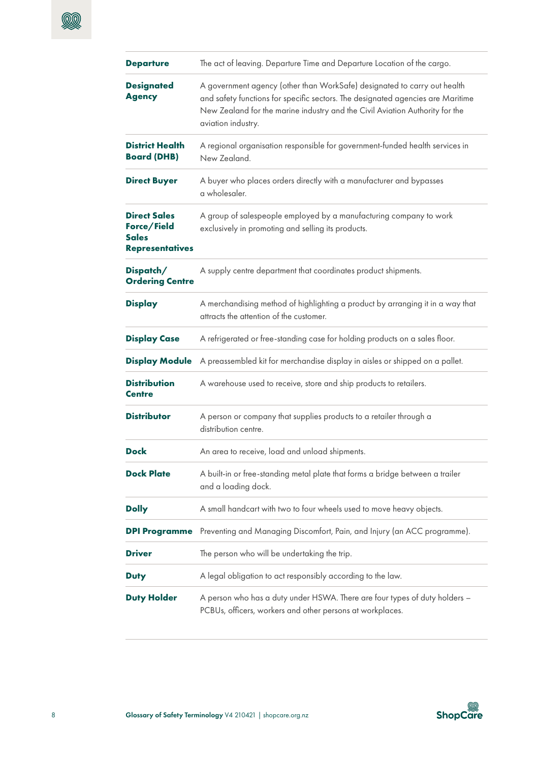| | |
|---|---|
| **Departure** | The act of leaving. Departure Time and Departure Location of the cargo. |
| **Designated Agency** | A government agency (other than WorkSafe) designated to carry out health and safety functions for specific sectors. The designated agencies are Maritime New Zealand for the marine industry and the Civil Aviation Authority for the aviation industry. |
| **District Health Board (DHB)** | A regional organisation responsible for government-funded health services in New Zealand. |
| **Direct Buyer** | A buyer who places orders directly with a manufacturer and bypasses a wholesaler. |
| **Direct Sales Force/Field Sales Representatives** | A group of salespeople employed by a manufacturing company to work exclusively in promoting and selling its products. |
| **Dispatch/ Ordering Centre** | A supply centre department that coordinates product shipments. |
| **Display** | A merchandising method of highlighting a product by arranging it in a way that attracts the attention of the customer. |
| **Display Case** | A refrigerated or free-standing case for holding products on a sales floor. |
| **Display Module** | A preassembled kit for merchandise display in aisles or shipped on a pallet. |
| **Distribution Centre** | A warehouse used to receive, store and ship products to retailers. |
| **Distributor** | A person or company that supplies products to a retailer through a distribution centre. |
| **Dock** | An area to receive, load and unload shipments. |
| **Dock Plate** | A built-in or free-standing metal plate that forms a bridge between a trailer and a loading dock. |
| **Dolly** | A small handcart with two to four wheels used to move heavy objects. |
| **DPI Programme** | Preventing and Managing Discomfort, Pain, and Injury (an ACC programme). |
| **Driver** | The person who will be undertaking the trip. |
| **Duty** | A legal obligation to act responsibly according to the law. |
| **Duty Holder** | A person who has a duty under HSWA. There are four types of duty holders – PCBUs, officers, workers and other persons at workplaces. |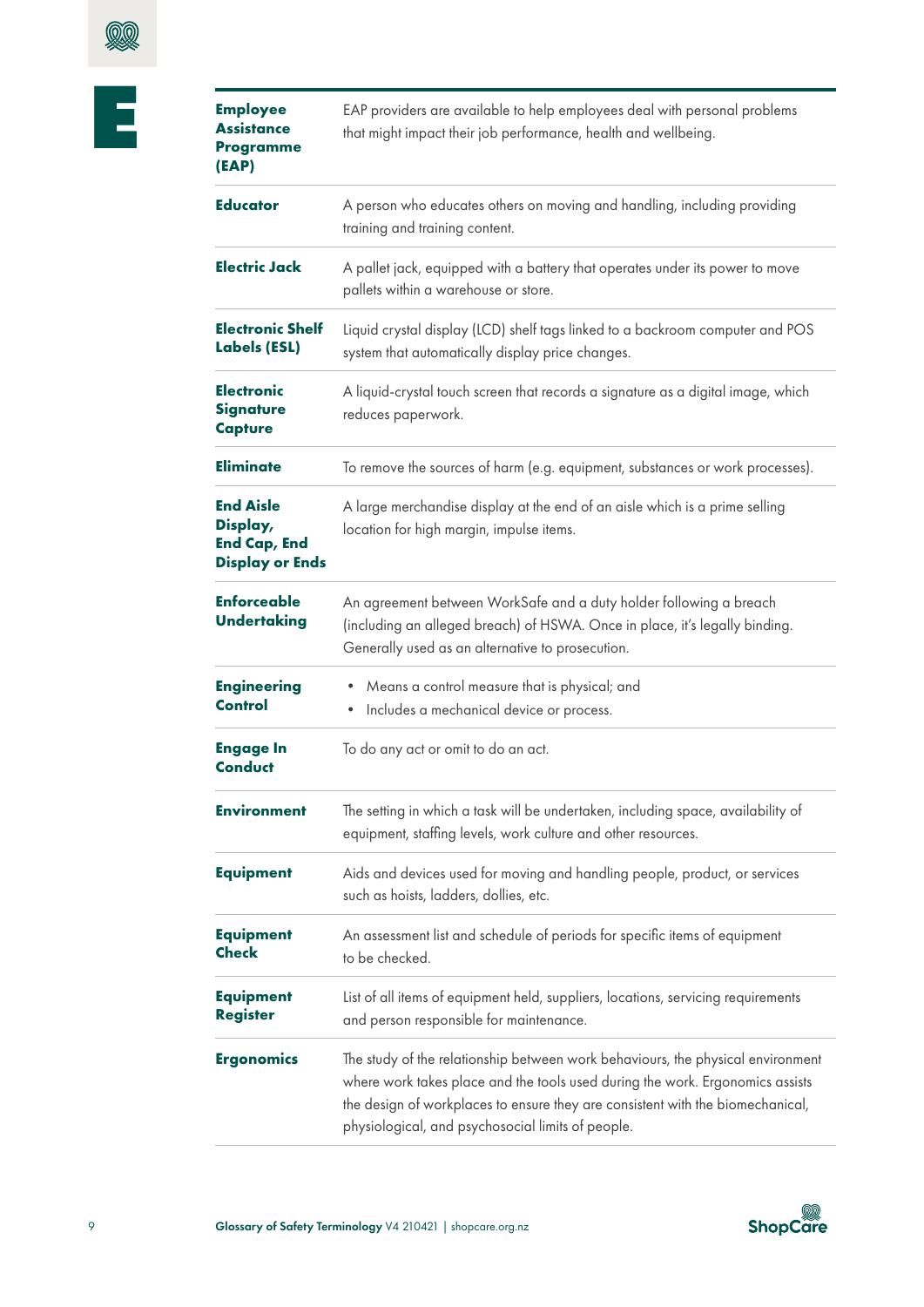# E

| | |
|---|---|
| **Employee Assistance Programme (EAP)** | EAP providers are available to help employees deal with personal problems that might impact their job performance, health and wellbeing. |
| **Educator** | A person who educates others on moving and handling, including providing training and training content. |
| **Electric Jack** | A pallet jack, equipped with a battery that operates under its power to move pallets within a warehouse or store. |
| **Electronic Shelf Labels (ESL)** | Liquid crystal display (LCD) shelf tags linked to a backroom computer and POS system that automatically display price changes. |
| **Electronic Signature Capture** | A liquid-crystal touch screen that records a signature as a digital image, which reduces paperwork. |
| **Eliminate** | To remove the sources of harm (e.g. equipment, substances or work processes). |
| **End Aisle Display, End Cap, End Display or Ends** | A large merchandise display at the end of an aisle which is a prime selling location for high margin, impulse items. |
| **Enforceable Undertaking** | An agreement between WorkSafe and a duty holder following a breach (including an alleged breach) of HSWA. Once in place, it's legally binding. Generally used as an alternative to prosecution. |
| **Engineering Control** | • Means a control measure that is physical; and<br>• Includes a mechanical device or process. |
| **Engage In Conduct** | To do any act or omit to do an act. |
| **Environment** | The setting in which a task will be undertaken, including space, availability of equipment, staffing levels, work culture and other resources. |
| **Equipment** | Aids and devices used for moving and handling people, product, or services such as hoists, ladders, dollies, etc. |
| **Equipment Check** | An assessment list and schedule of periods for specific items of equipment to be checked. |
| **Equipment Register** | List of all items of equipment held, suppliers, locations, servicing requirements and person responsible for maintenance. |
| **Ergonomics** | The study of the relationship between work behaviours, the physical environment where work takes place and the tools used during the work. Ergonomics assists the design of workplaces to ensure they are consistent with the biomechanical, physiological, and psychosocial limits of people. |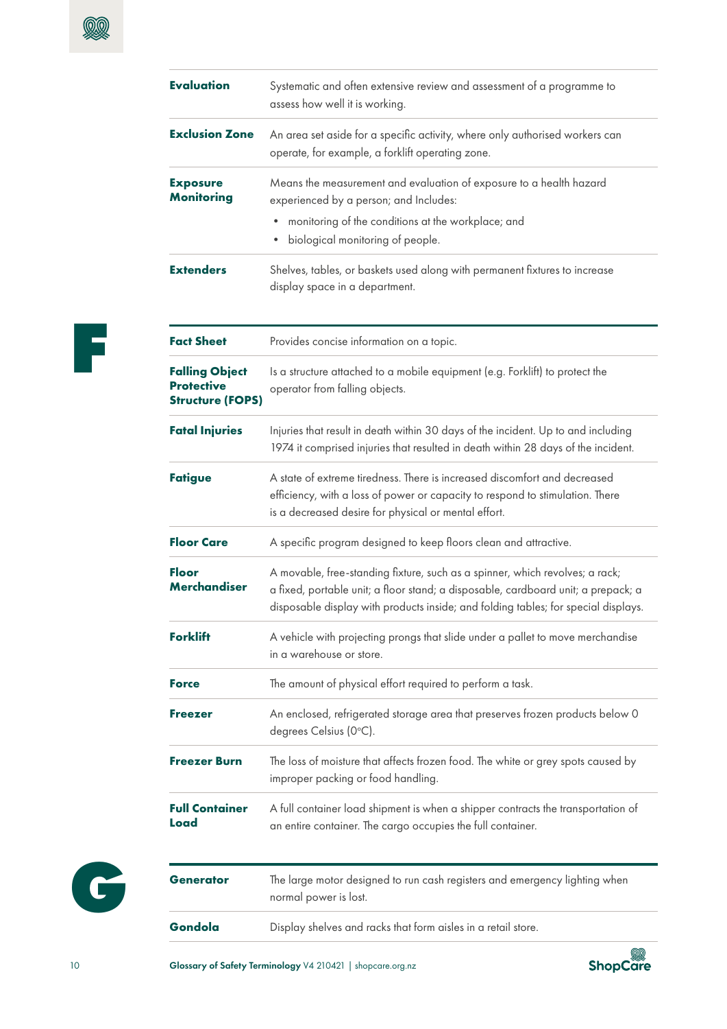| | |
|---|---|
| **Evaluation** | Systematic and often extensive review and assessment of a programme to assess how well it is working. |
| **Exclusion Zone** | An area set aside for a specific activity, where only authorised workers can operate, for example, a forklift operating zone. |
| **Exposure Monitoring** | Means the measurement and evaluation of exposure to a health hazard experienced by a person; and Includes: <br>• monitoring of the conditions at the workplace; and <br>• biological monitoring of people. |
| **Extenders** | Shelves, tables, or baskets used along with permanent fixtures to increase display space in a department. |

## F

| | |
|---|---|
| **Fact Sheet** | Provides concise information on a topic. |
| **Falling Object Protective Structure (FOPS)** | Is a structure attached to a mobile equipment (e.g. Forklift) to protect the operator from falling objects. |
| **Fatal Injuries** | Injuries that result in death within 30 days of the incident. Up to and including 1974 it comprised injuries that resulted in death within 28 days of the incident. |
| **Fatigue** | A state of extreme tiredness. There is increased discomfort and decreased efficiency, with a loss of power or capacity to respond to stimulation. There is a decreased desire for physical or mental effort. |
| **Floor Care** | A specific program designed to keep floors clean and attractive. |
| **Floor Merchandiser** | A movable, free-standing fixture, such as a spinner, which revolves; a rack; a fixed, portable unit; a floor stand; a disposable, cardboard unit; a prepack; a disposable display with products inside; and folding tables; for special displays. |
| **Forklift** | A vehicle with projecting prongs that slide under a pallet to move merchandise in a warehouse or store. |
| **Force** | The amount of physical effort required to perform a task. |
| **Freezer** | An enclosed, refrigerated storage area that preserves frozen products below 0 degrees Celsius (0°C). |
| **Freezer Burn** | The loss of moisture that affects frozen food. The white or grey spots caused by improper packing or food handling. |
| **Full Container Load** | A full container load shipment is when a shipper contracts the transportation of an entire container. The cargo occupies the full container. |

## G

| | |
|---|---|
| **Generator** | The large motor designed to run cash registers and emergency lighting when normal power is lost. |
| **Gondola** | Display shelves and racks that form aisles in a retail store. |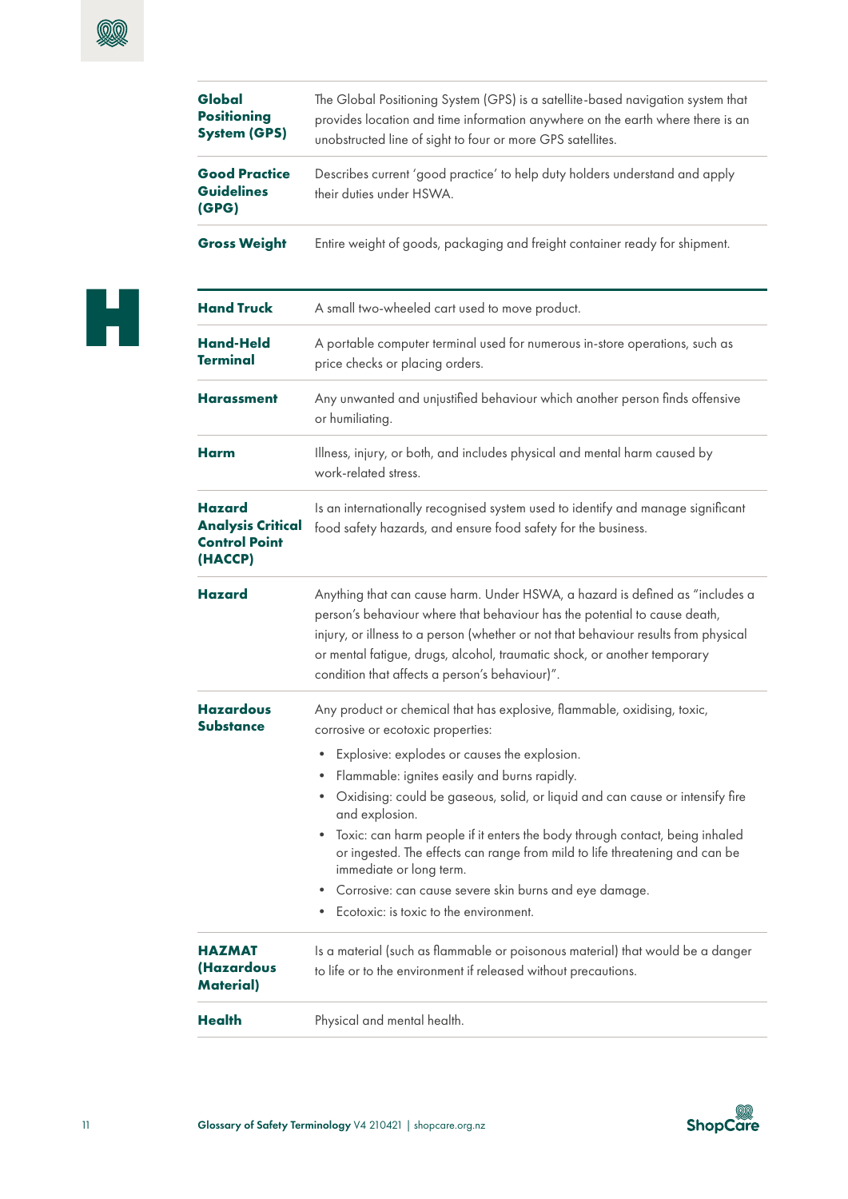| | |
|---|---|
| **Global Positioning System (GPS)** | The Global Positioning System (GPS) is a satellite-based navigation system that provides location and time information anywhere on the earth where there is an unobstructed line of sight to four or more GPS satellites. |
| **Good Practice Guidelines (GPG)** | Describes current 'good practice' to help duty holders understand and apply their duties under HSWA. |
| **Gross Weight** | Entire weight of goods, packaging and freight container ready for shipment. |

# H

| | |
|---|---|
| **Hand Truck** | A small two-wheeled cart used to move product. |
| **Hand-Held Terminal** | A portable computer terminal used for numerous in-store operations, such as price checks or placing orders. |
| **Harassment** | Any unwanted and unjustified behaviour which another person finds offensive or humiliating. |
| **Harm** | Illness, injury, or both, and includes physical and mental harm caused by work-related stress. |
| **Hazard Analysis Critical Control Point (HACCP)** | Is an internationally recognised system used to identify and manage significant food safety hazards, and ensure food safety for the business. |
| **Hazard** | Anything that can cause harm. Under HSWA, a hazard is defined as "includes a person's behaviour where that behaviour has the potential to cause death, injury, or illness to a person (whether or not that behaviour results from physical or mental fatigue, drugs, alcohol, traumatic shock, or another temporary condition that affects a person's behaviour)". |
| **Hazardous Substance** | Any product or chemical that has explosive, flammable, oxidising, toxic, corrosive or ecotoxic properties:<br>• Explosive: explodes or causes the explosion.<br>• Flammable: ignites easily and burns rapidly.<br>• Oxidising: could be gaseous, solid, or liquid and can cause or intensify fire and explosion.<br>• Toxic: can harm people if it enters the body through contact, being inhaled or ingested. The effects can range from mild to life threatening and can be immediate or long term.<br>• Corrosive: can cause severe skin burns and eye damage.<br>• Ecotoxic: is toxic to the environment. |
| **HAZMAT (Hazardous Material)** | Is a material (such as flammable or poisonous material) that would be a danger to life or to the environment if released without precautions. |
| **Health** | Physical and mental health. |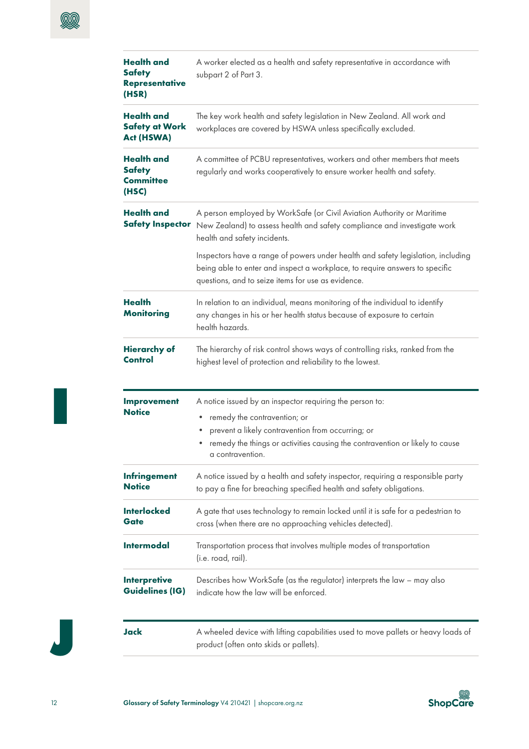| Term | Definition |
|---|---|
| **Health and Safety Representative (HSR)** | A worker elected as a health and safety representative in accordance with subpart 2 of Part 3. |
| **Health and Safety at Work Act (HSWA)** | The key work health and safety legislation in New Zealand. All work and workplaces are covered by HSWA unless specifically excluded. |
| **Health and Safety Committee (HSC)** | A committee of PCBU representatives, workers and other members that meets regularly and works cooperatively to ensure worker health and safety. |
| **Health and Safety Inspector** | A person employed by WorkSafe (or Civil Aviation Authority or Maritime New Zealand) to assess health and safety compliance and investigate work health and safety incidents.<br><br>Inspectors have a range of powers under health and safety legislation, including being able to enter and inspect a workplace, to require answers to specific questions, and to seize items for use as evidence. |
| **Health Monitoring** | In relation to an individual, means monitoring of the individual to identify any changes in his or her health status because of exposure to certain health hazards. |
| **Hierarchy of Control** | The hierarchy of risk control shows ways of controlling risks, ranked from the highest level of protection and reliability to the lowest. |

## I

| Term | Definition |
|---|---|
| **Improvement Notice** | A notice issued by an inspector requiring the person to:<br>• remedy the contravention; or<br>• prevent a likely contravention from occurring; or<br>• remedy the things or activities causing the contravention or likely to cause a contravention. |
| **Infringement Notice** | A notice issued by a health and safety inspector, requiring a responsible party to pay a fine for breaching specified health and safety obligations. |
| **Interlocked Gate** | A gate that uses technology to remain locked until it is safe for a pedestrian to cross (when there are no approaching vehicles detected). |
| **Intermodal** | Transportation process that involves multiple modes of transportation (i.e. road, rail). |
| **Interpretive Guidelines (IG)** | Describes how WorkSafe (as the regulator) interprets the law – may also indicate how the law will be enforced. |

## J

| Term | Definition |
|---|---|
| **Jack** | A wheeled device with lifting capabilities used to move pallets or heavy loads of product (often onto skids or pallets). |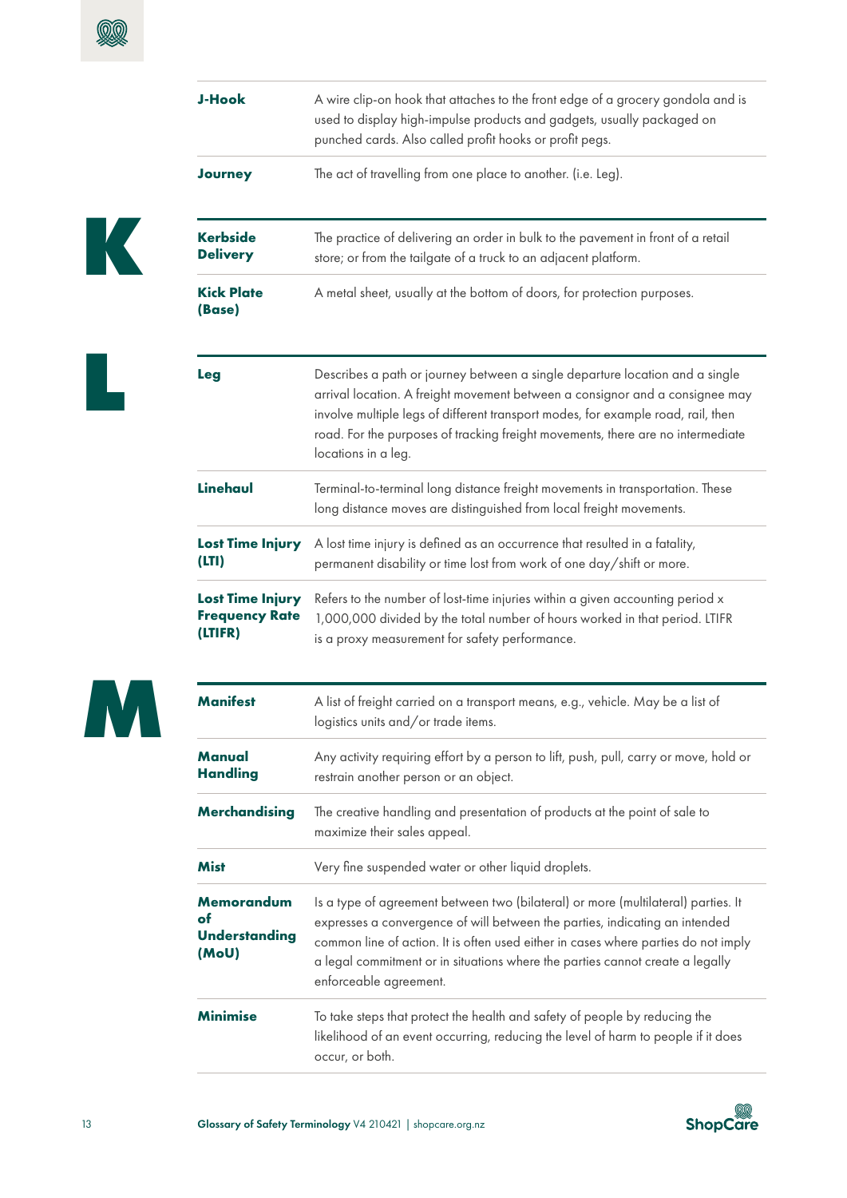| | |
|---|---|
| **J-Hook** | A wire clip-on hook that attaches to the front edge of a grocery gondola and is used to display high-impulse products and gadgets, usually packaged on punched cards. Also called profit hooks or profit pegs. |
| **Journey** | The act of travelling from one place to another. (i.e. Leg). |

# K

| | |
|---|---|
| **Kerbside Delivery** | The practice of delivering an order in bulk to the pavement in front of a retail store; or from the tailgate of a truck to an adjacent platform. |
| **Kick Plate (Base)** | A metal sheet, usually at the bottom of doors, for protection purposes. |

# L

| | |
|---|---|
| **Leg** | Describes a path or journey between a single departure location and a single arrival location. A freight movement between a consignor and a consignee may involve multiple legs of different transport modes, for example road, rail, then road. For the purposes of tracking freight movements, there are no intermediate locations in a leg. |
| **Linehaul** | Terminal-to-terminal long distance freight movements in transportation. These long distance moves are distinguished from local freight movements. |
| **Lost Time Injury (LTI)** | A lost time injury is defined as an occurrence that resulted in a fatality, permanent disability or time lost from work of one day/shift or more. |
| **Lost Time Injury Frequency Rate (LTIFR)** | Refers to the number of lost-time injuries within a given accounting period x 1,000,000 divided by the total number of hours worked in that period. LTIFR is a proxy measurement for safety performance. |

# M

| | |
|---|---|
| **Manifest** | A list of freight carried on a transport means, e.g., vehicle. May be a list of logistics units and/or trade items. |
| **Manual Handling** | Any activity requiring effort by a person to lift, push, pull, carry or move, hold or restrain another person or an object. |
| **Merchandising** | The creative handling and presentation of products at the point of sale to maximize their sales appeal. |
| **Mist** | Very fine suspended water or other liquid droplets. |
| **Memorandum of Understanding (MoU)** | Is a type of agreement between two (bilateral) or more (multilateral) parties. It expresses a convergence of will between the parties, indicating an intended common line of action. It is often used either in cases where parties do not imply a legal commitment or in situations where the parties cannot create a legally enforceable agreement. |
| **Minimise** | To take steps that protect the health and safety of people by reducing the likelihood of an event occurring, reducing the level of harm to people if it does occur, or both. |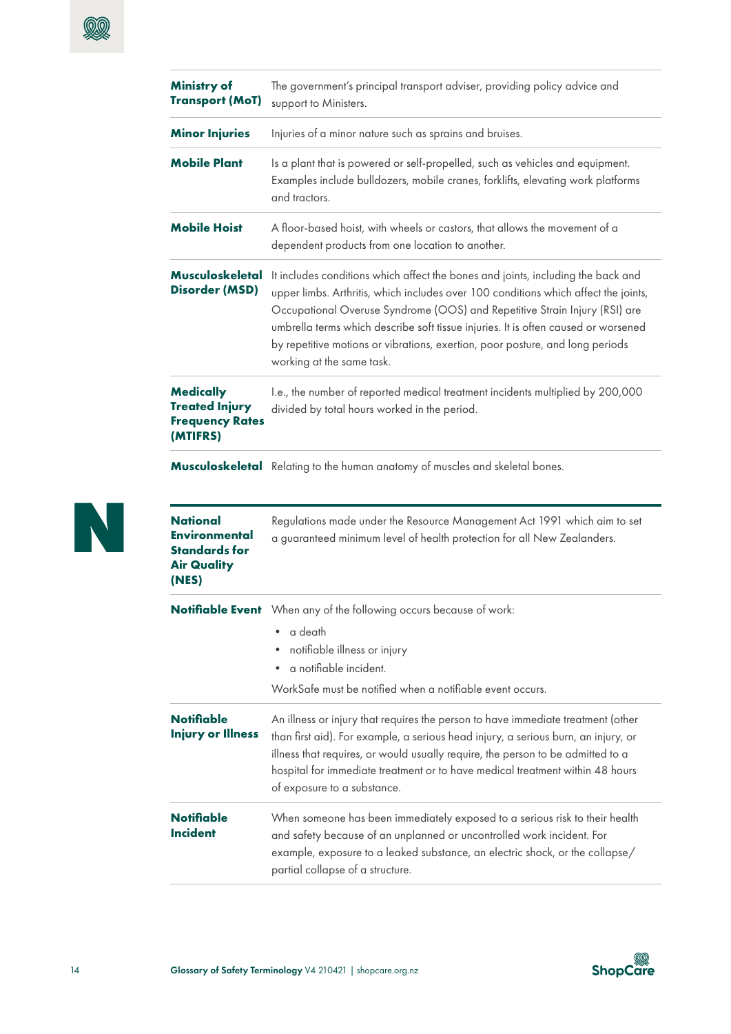| | |
|---|---|
| **Ministry of Transport (MoT)** | The government's principal transport adviser, providing policy advice and support to Ministers. |
| **Minor Injuries** | Injuries of a minor nature such as sprains and bruises. |
| **Mobile Plant** | Is a plant that is powered or self-propelled, such as vehicles and equipment. Examples include bulldozers, mobile cranes, forklifts, elevating work platforms and tractors. |
| **Mobile Hoist** | A floor-based hoist, with wheels or castors, that allows the movement of a dependent products from one location to another. |
| **Musculoskeletal Disorder (MSD)** | It includes conditions which affect the bones and joints, including the back and upper limbs. Arthritis, which includes over 100 conditions which affect the joints, Occupational Overuse Syndrome (OOS) and Repetitive Strain Injury (RSI) are umbrella terms which describe soft tissue injuries. It is often caused or worsened by repetitive motions or vibrations, exertion, poor posture, and long periods working at the same task. |
| **Medically Treated Injury Frequency Rates (MTIFRS)** | I.e., the number of reported medical treatment incidents multiplied by 200,000 divided by total hours worked in the period. |
| **Musculoskeletal** | Relating to the human anatomy of muscles and skeletal bones. |

# N

| | |
|---|---|
| **National Environmental Standards for Air Quality (NES)** | Regulations made under the Resource Management Act 1991 which aim to set a guaranteed minimum level of health protection for all New Zealanders. |
| **Notifiable Event** | When any of the following occurs because of work:<br>• a death<br>• notifiable illness or injury<br>• a notifiable incident.<br>WorkSafe must be notified when a notifiable event occurs. |
| **Notifiable Injury or Illness** | An illness or injury that requires the person to have immediate treatment (other than first aid). For example, a serious head injury, a serious burn, an injury, or illness that requires, or would usually require, the person to be admitted to a hospital for immediate treatment or to have medical treatment within 48 hours of exposure to a substance. |
| **Notifiable Incident** | When someone has been immediately exposed to a serious risk to their health and safety because of an unplanned or uncontrolled work incident. For example, exposure to a leaked substance, an electric shock, or the collapse/ partial collapse of a structure. |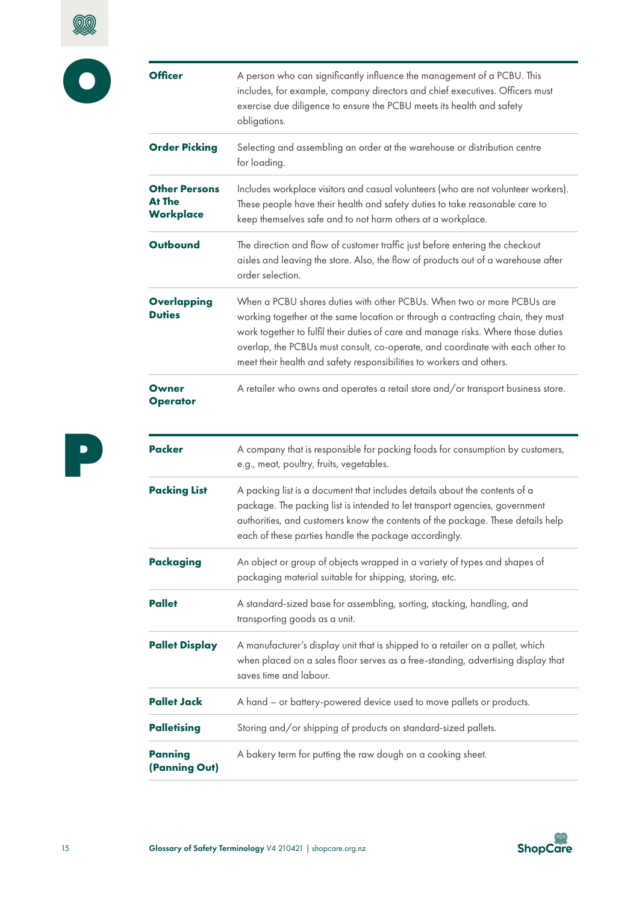# O

| | |
|---|---|
| **Officer** | A person who can significantly influence the management of a PCBU. This includes, for example, company directors and chief executives. Officers must exercise due diligence to ensure the PCBU meets its health and safety obligations. |
| **Order Picking** | Selecting and assembling an order at the warehouse or distribution centre for loading. |
| **Other Persons At The Workplace** | Includes workplace visitors and casual volunteers (who are not volunteer workers). These people have their health and safety duties to take reasonable care to keep themselves safe and to not harm others at a workplace. |
| **Outbound** | The direction and flow of customer traffic just before entering the checkout aisles and leaving the store. Also, the flow of products out of a warehouse after order selection. |
| **Overlapping Duties** | When a PCBU shares duties with other PCBUs. When two or more PCBUs are working together at the same location or through a contracting chain, they must work together to fulfil their duties of care and manage risks. Where those duties overlap, the PCBUs must consult, co-operate, and coordinate with each other to meet their health and safety responsibilities to workers and others. |
| **Owner Operator** | A retailer who owns and operates a retail store and/or transport business store. |

# P

| | |
|---|---|
| **Packer** | A company that is responsible for packing foods for consumption by customers, e.g., meat, poultry, fruits, vegetables. |
| **Packing List** | A packing list is a document that includes details about the contents of a package. The packing list is intended to let transport agencies, government authorities, and customers know the contents of the package. These details help each of these parties handle the package accordingly. |
| **Packaging** | An object or group of objects wrapped in a variety of types and shapes of packaging material suitable for shipping, storing, etc. |
| **Pallet** | A standard-sized base for assembling, sorting, stacking, handling, and transporting goods as a unit. |
| **Pallet Display** | A manufacturer's display unit that is shipped to a retailer on a pallet, which when placed on a sales floor serves as a free-standing, advertising display that saves time and labour. |
| **Pallet Jack** | A hand – or battery-powered device used to move pallets or products. |
| **Palletising** | Storing and/or shipping of products on standard-sized pallets. |
| **Panning (Panning Out)** | A bakery term for putting the raw dough on a cooking sheet. |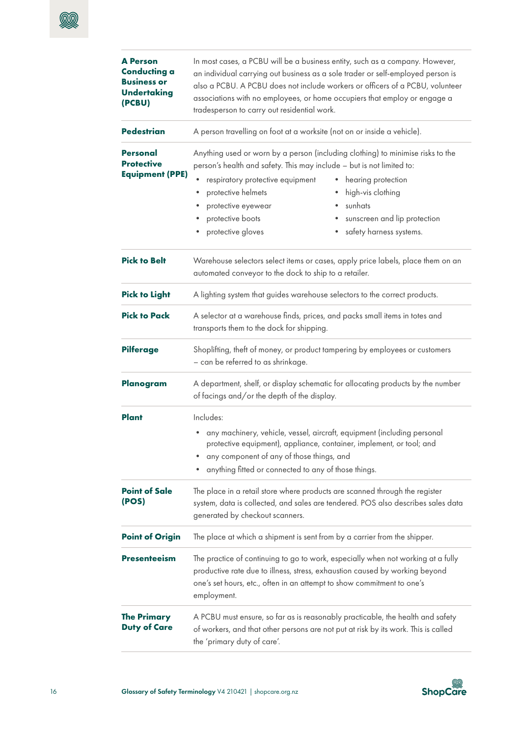| | |
|---|---|
| **A Person Conducting a Business or Undertaking (PCBU)** | In most cases, a PCBU will be a business entity, such as a company. However, an individual carrying out business as a sole trader or self-employed person is also a PCBU. A PCBU does not include workers or officers of a PCBU, volunteer associations with no employees, or home occupiers that employ or engage a tradesperson to carry out residential work. |
| **Pedestrian** | A person travelling on foot at a worksite (not on or inside a vehicle). |
| **Personal Protective Equipment (PPE)** | Anything used or worn by a person (including clothing) to minimise risks to the person's health and safety. This may include – but is not limited to: <br>• respiratory protective equipment <br>• protective helmets <br>• protective eyewear <br>• protective boots <br>• protective gloves <br>• hearing protection <br>• high-vis clothing <br>• sunhats <br>• sunscreen and lip protection <br>• safety harness systems. |
| **Pick to Belt** | Warehouse selectors select items or cases, apply price labels, place them on an automated conveyor to the dock to ship to a retailer. |
| **Pick to Light** | A lighting system that guides warehouse selectors to the correct products. |
| **Pick to Pack** | A selector at a warehouse finds, prices, and packs small items in totes and transports them to the dock for shipping. |
| **Pilferage** | Shoplifting, theft of money, or product tampering by employees or customers – can be referred to as shrinkage. |
| **Planogram** | A department, shelf, or display schematic for allocating products by the number of facings and/or the depth of the display. |
| **Plant** | Includes: <br>• any machinery, vehicle, vessel, aircraft, equipment (including personal protective equipment), appliance, container, implement, or tool; and <br>• any component of any of those things, and <br>• anything fitted or connected to any of those things. |
| **Point of Sale (POS)** | The place in a retail store where products are scanned through the register system, data is collected, and sales are tendered. POS also describes sales data generated by checkout scanners. |
| **Point of Origin** | The place at which a shipment is sent from by a carrier from the shipper. |
| **Presenteeism** | The practice of continuing to go to work, especially when not working at a fully productive rate due to illness, stress, exhaustion caused by working beyond one's set hours, etc., often in an attempt to show commitment to one's employment. |
| **The Primary Duty of Care** | A PCBU must ensure, so far as is reasonably practicable, the health and safety of workers, and that other persons are not put at risk by its work. This is called the 'primary duty of care'. |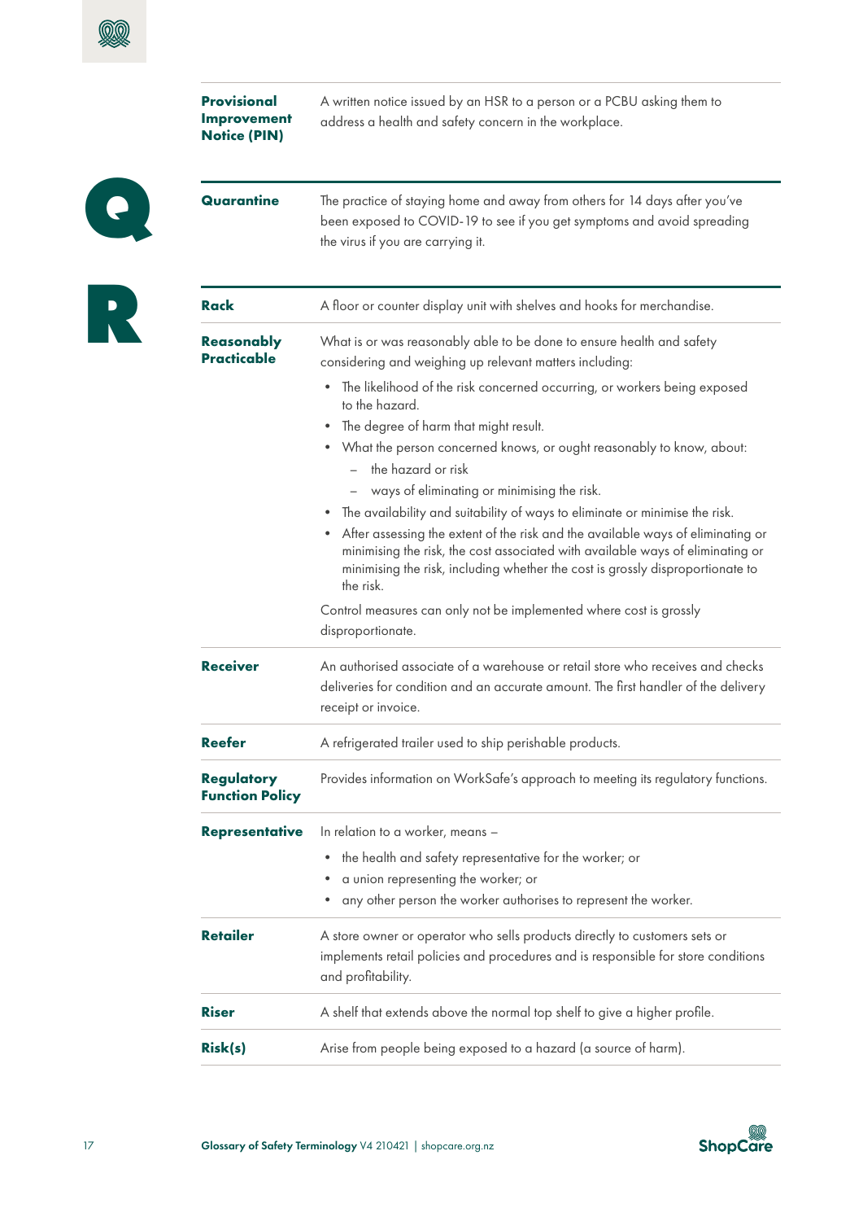| | |
|---|---|
| **Provisional Improvement Notice (PIN)** | A written notice issued by an HSR to a person or a PCBU asking them to address a health and safety concern in the workplace. |

# Q

| | |
|---|---|
| **Quarantine** | The practice of staying home and away from others for 14 days after you've been exposed to COVID-19 to see if you get symptoms and avoid spreading the virus if you are carrying it. |

# R

| | |
|---|---|
| **Rack** | A floor or counter display unit with shelves and hooks for merchandise. |
| **Reasonably Practicable** | What is or was reasonably able to be done to ensure health and safety considering and weighing up relevant matters including:<br>• The likelihood of the risk concerned occurring, or workers being exposed to the hazard.<br>• The degree of harm that might result.<br>• What the person concerned knows, or ought reasonably to know, about:<br>  – the hazard or risk<br>  – ways of eliminating or minimising the risk.<br>• The availability and suitability of ways to eliminate or minimise the risk.<br>• After assessing the extent of the risk and the available ways of eliminating or minimising the risk, the cost associated with available ways of eliminating or minimising the risk, including whether the cost is grossly disproportionate to the risk.<br>Control measures can only not be implemented where cost is grossly disproportionate. |
| **Receiver** | An authorised associate of a warehouse or retail store who receives and checks deliveries for condition and an accurate amount. The first handler of the delivery receipt or invoice. |
| **Reefer** | A refrigerated trailer used to ship perishable products. |
| **Regulatory Function Policy** | Provides information on WorkSafe's approach to meeting its regulatory functions. |
| **Representative** | In relation to a worker, means –<br>• the health and safety representative for the worker; or<br>• a union representing the worker; or<br>• any other person the worker authorises to represent the worker. |
| **Retailer** | A store owner or operator who sells products directly to customers sets or implements retail policies and procedures and is responsible for store conditions and profitability. |
| **Riser** | A shelf that extends above the normal top shelf to give a higher profile. |
| **Risk(s)** | Arise from people being exposed to a hazard (a source of harm). |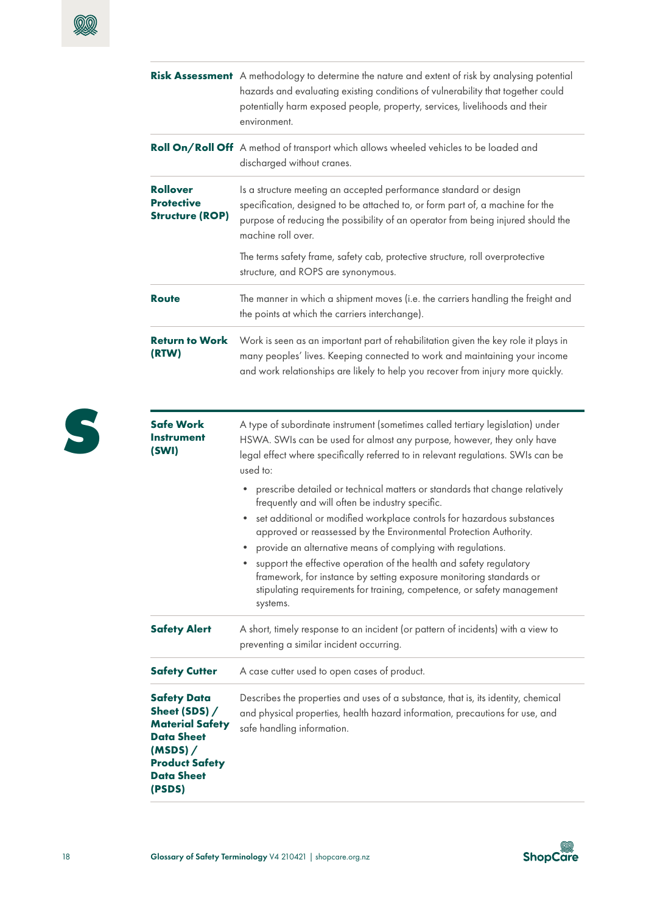| | |
|---|---|
| **Risk Assessment** | A methodology to determine the nature and extent of risk by analysing potential hazards and evaluating existing conditions of vulnerability that together could potentially harm exposed people, property, services, livelihoods and their environment. |
| **Roll On/Roll Off** | A method of transport which allows wheeled vehicles to be loaded and discharged without cranes. |
| **Rollover Protective Structure (ROP)** | Is a structure meeting an accepted performance standard or design specification, designed to be attached to, or form part of, a machine for the purpose of reducing the possibility of an operator from being injured should the machine roll over.<br><br>The terms safety frame, safety cab, protective structure, roll overprotective structure, and ROPS are synonymous. |
| **Route** | The manner in which a shipment moves (i.e. the carriers handling the freight and the points at which the carriers interchange). |
| **Return to Work (RTW)** | Work is seen as an important part of rehabilitation given the key role it plays in many peoples' lives. Keeping connected to work and maintaining your income and work relationships are likely to help you recover from injury more quickly. |

# S

| | |
|---|---|
| **Safe Work Instrument (SWI)** | A type of subordinate instrument (sometimes called tertiary legislation) under HSWA. SWIs can be used for almost any purpose, however, they only have legal effect where specifically referred to in relevant regulations. SWIs can be used to:<br>• prescribe detailed or technical matters or standards that change relatively frequently and will often be industry specific.<br>• set additional or modified workplace controls for hazardous substances approved or reassessed by the Environmental Protection Authority.<br>• provide an alternative means of complying with regulations.<br>• support the effective operation of the health and safety regulatory framework, for instance by setting exposure monitoring standards or stipulating requirements for training, competence, or safety management systems. |
| **Safety Alert** | A short, timely response to an incident (or pattern of incidents) with a view to preventing a similar incident occurring. |
| **Safety Cutter** | A case cutter used to open cases of product. |
| **Safety Data Sheet (SDS) / Material Safety Data Sheet (MSDS) / Product Safety Data Sheet (PSDS)** | Describes the properties and uses of a substance, that is, its identity, chemical and physical properties, health hazard information, precautions for use, and safe handling information. |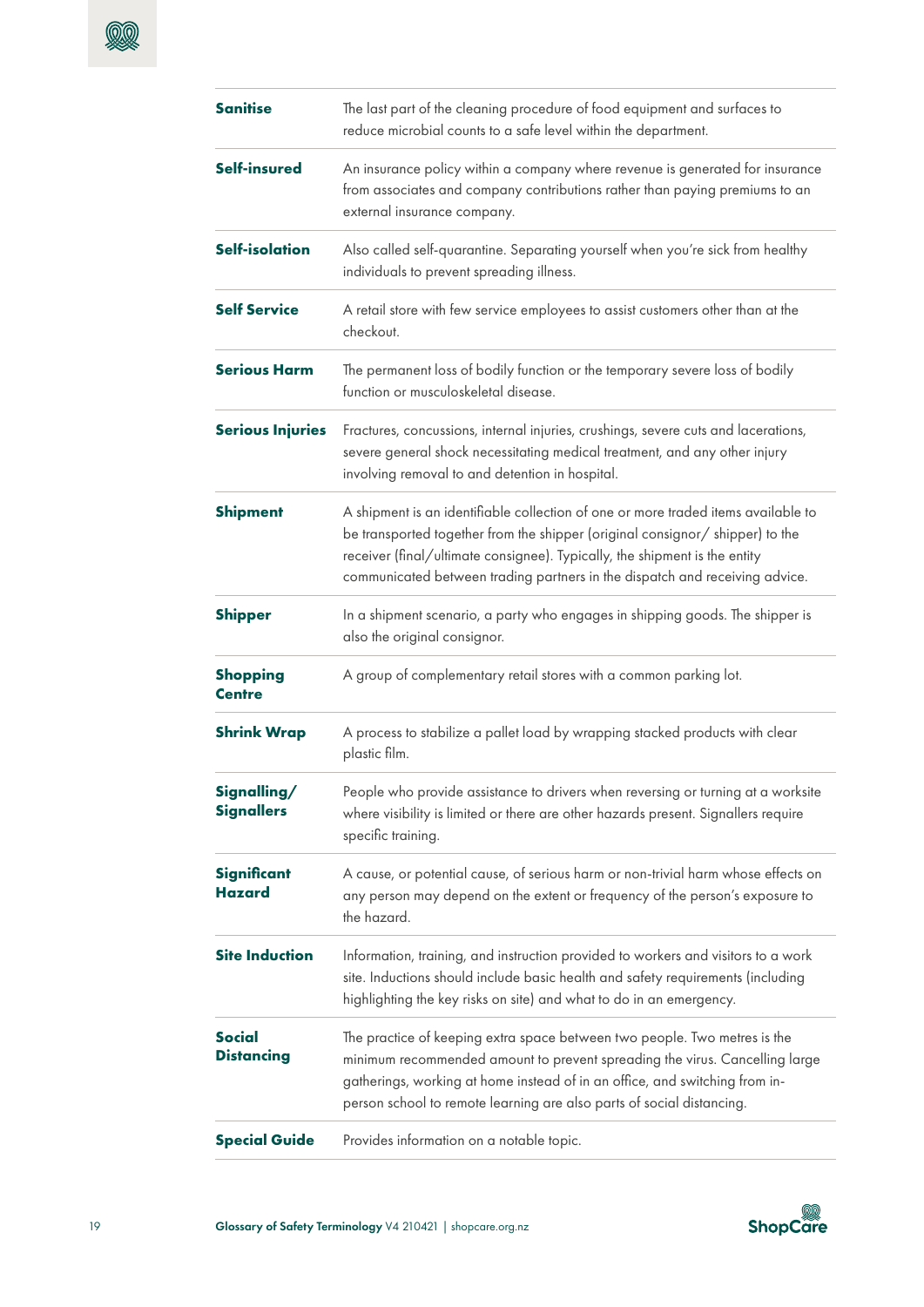| | |
|---|---|
| **Sanitise** | The last part of the cleaning procedure of food equipment and surfaces to reduce microbial counts to a safe level within the department. |
| **Self-insured** | An insurance policy within a company where revenue is generated for insurance from associates and company contributions rather than paying premiums to an external insurance company. |
| **Self-isolation** | Also called self-quarantine. Separating yourself when you're sick from healthy individuals to prevent spreading illness. |
| **Self Service** | A retail store with few service employees to assist customers other than at the checkout. |
| **Serious Harm** | The permanent loss of bodily function or the temporary severe loss of bodily function or musculoskeletal disease. |
| **Serious Injuries** | Fractures, concussions, internal injuries, crushings, severe cuts and lacerations, severe general shock necessitating medical treatment, and any other injury involving removal to and detention in hospital. |
| **Shipment** | A shipment is an identifiable collection of one or more traded items available to be transported together from the shipper (original consignor/ shipper) to the receiver (final/ultimate consignee). Typically, the shipment is the entity communicated between trading partners in the dispatch and receiving advice. |
| **Shipper** | In a shipment scenario, a party who engages in shipping goods. The shipper is also the original consignor. |
| **Shopping Centre** | A group of complementary retail stores with a common parking lot. |
| **Shrink Wrap** | A process to stabilize a pallet load by wrapping stacked products with clear plastic film. |
| **Signalling/ Signallers** | People who provide assistance to drivers when reversing or turning at a worksite where visibility is limited or there are other hazards present. Signallers require specific training. |
| **Significant Hazard** | A cause, or potential cause, of serious harm or non-trivial harm whose effects on any person may depend on the extent or frequency of the person's exposure to the hazard. |
| **Site Induction** | Information, training, and instruction provided to workers and visitors to a work site. Inductions should include basic health and safety requirements (including highlighting the key risks on site) and what to do in an emergency. |
| **Social Distancing** | The practice of keeping extra space between two people. Two metres is the minimum recommended amount to prevent spreading the virus. Cancelling large gatherings, working at home instead of in an office, and switching from in-person school to remote learning are also parts of social distancing. |
| **Special Guide** | Provides information on a notable topic. |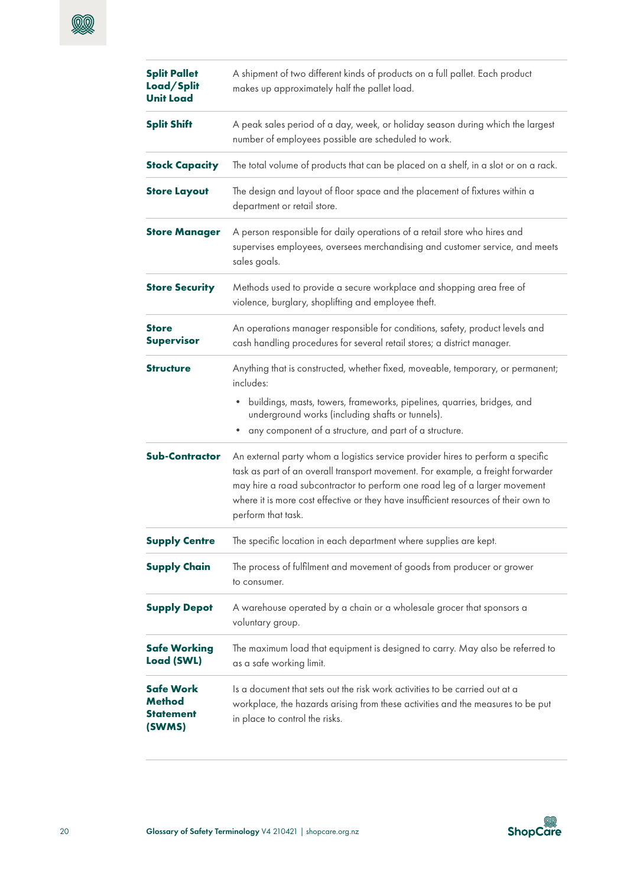| | |
|---|---|
| **Split Pallet Load/Split Unit Load** | A shipment of two different kinds of products on a full pallet. Each product makes up approximately half the pallet load. |
| **Split Shift** | A peak sales period of a day, week, or holiday season during which the largest number of employees possible are scheduled to work. |
| **Stock Capacity** | The total volume of products that can be placed on a shelf, in a slot or on a rack. |
| **Store Layout** | The design and layout of floor space and the placement of fixtures within a department or retail store. |
| **Store Manager** | A person responsible for daily operations of a retail store who hires and supervises employees, oversees merchandising and customer service, and meets sales goals. |
| **Store Security** | Methods used to provide a secure workplace and shopping area free of violence, burglary, shoplifting and employee theft. |
| **Store Supervisor** | An operations manager responsible for conditions, safety, product levels and cash handling procedures for several retail stores; a district manager. |
| **Structure** | Anything that is constructed, whether fixed, moveable, temporary, or permanent; includes:<br>• buildings, masts, towers, frameworks, pipelines, quarries, bridges, and underground works (including shafts or tunnels).<br>• any component of a structure, and part of a structure. |
| **Sub-Contractor** | An external party whom a logistics service provider hires to perform a specific task as part of an overall transport movement. For example, a freight forwarder may hire a road subcontractor to perform one road leg of a larger movement where it is more cost effective or they have insufficient resources of their own to perform that task. |
| **Supply Centre** | The specific location in each department where supplies are kept. |
| **Supply Chain** | The process of fulfilment and movement of goods from producer or grower to consumer. |
| **Supply Depot** | A warehouse operated by a chain or a wholesale grocer that sponsors a voluntary group. |
| **Safe Working Load (SWL)** | The maximum load that equipment is designed to carry. May also be referred to as a safe working limit. |
| **Safe Work Method Statement (SWMS)** | Is a document that sets out the risk work activities to be carried out at a workplace, the hazards arising from these activities and the measures to be put in place to control the risks. |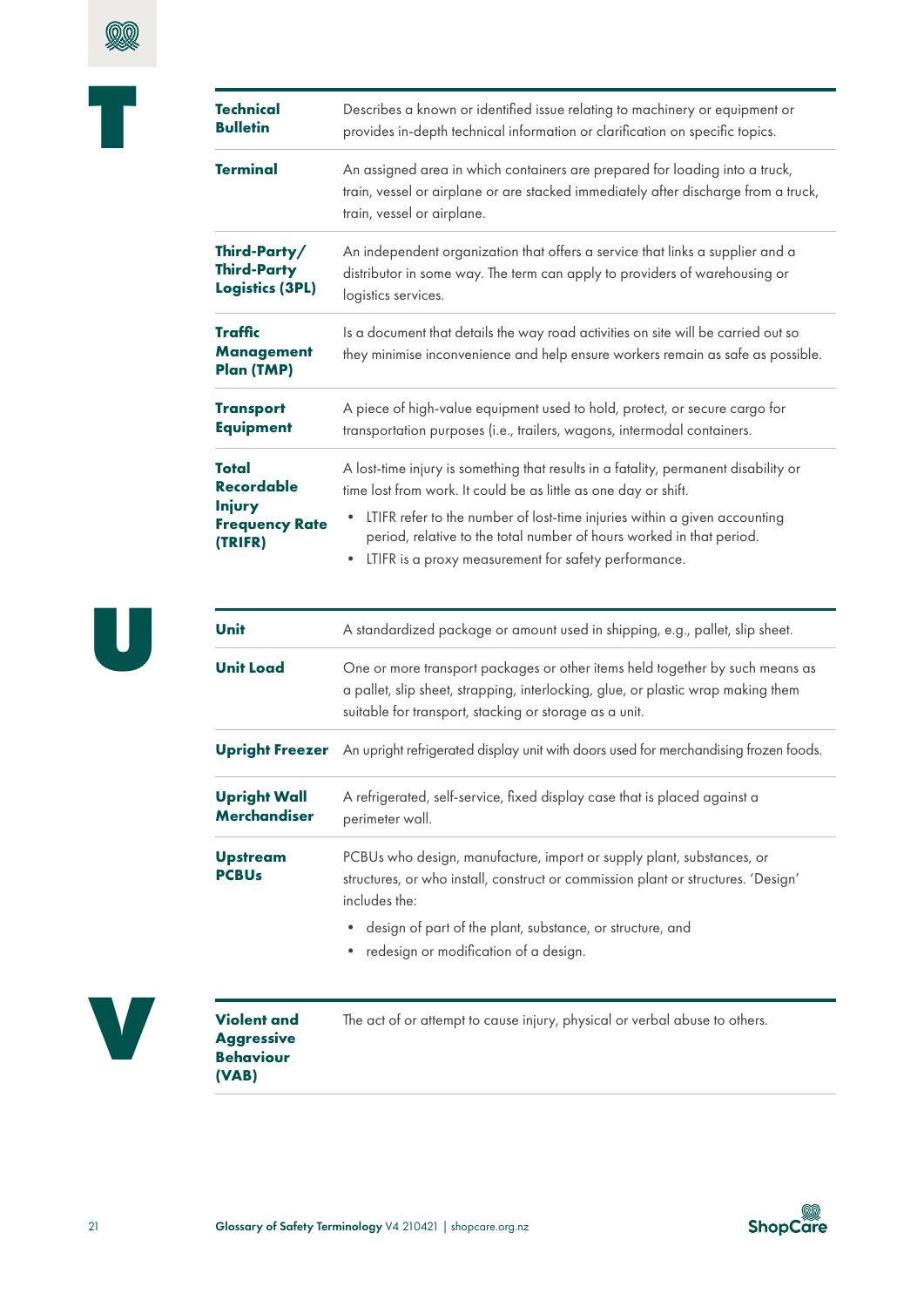# T

| | |
|---|---|
| **Technical Bulletin** | Describes a known or identified issue relating to machinery or equipment or provides in-depth technical information or clarification on specific topics. |
| **Terminal** | An assigned area in which containers are prepared for loading into a truck, train, vessel or airplane or are stacked immediately after discharge from a truck, train, vessel or airplane. |
| **Third-Party/ Third-Party Logistics (3PL)** | An independent organization that offers a service that links a supplier and a distributor in some way. The term can apply to providers of warehousing or logistics services. |
| **Traffic Management Plan (TMP)** | Is a document that details the way road activities on site will be carried out so they minimise inconvenience and help ensure workers remain as safe as possible. |
| **Transport Equipment** | A piece of high-value equipment used to hold, protect, or secure cargo for transportation purposes (i.e., trailers, wagons, intermodal containers. |
| **Total Recordable Injury Frequency Rate (TRIFR)** | A lost-time injury is something that results in a fatality, permanent disability or time lost from work. It could be as little as one day or shift. <br>• LTIFR refer to the number of lost-time injuries within a given accounting period, relative to the total number of hours worked in that period. <br>• LTIFR is a proxy measurement for safety performance. |

# U

| | |
|---|---|
| **Unit** | A standardized package or amount used in shipping, e.g., pallet, slip sheet. |
| **Unit Load** | One or more transport packages or other items held together by such means as a pallet, slip sheet, strapping, interlocking, glue, or plastic wrap making them suitable for transport, stacking or storage as a unit. |
| **Upright Freezer** | An upright refrigerated display unit with doors used for merchandising frozen foods. |
| **Upright Wall Merchandiser** | A refrigerated, self-service, fixed display case that is placed against a perimeter wall. |
| **Upstream PCBUs** | PCBUs who design, manufacture, import or supply plant, substances, or structures, or who install, construct or commission plant or structures. 'Design' includes the: <br>• design of part of the plant, substance, or structure, and <br>• redesign or modification of a design. |

# V

| | |
|---|---|
| **Violent and Aggressive Behaviour (VAB)** | The act of or attempt to cause injury, physical or verbal abuse to others. |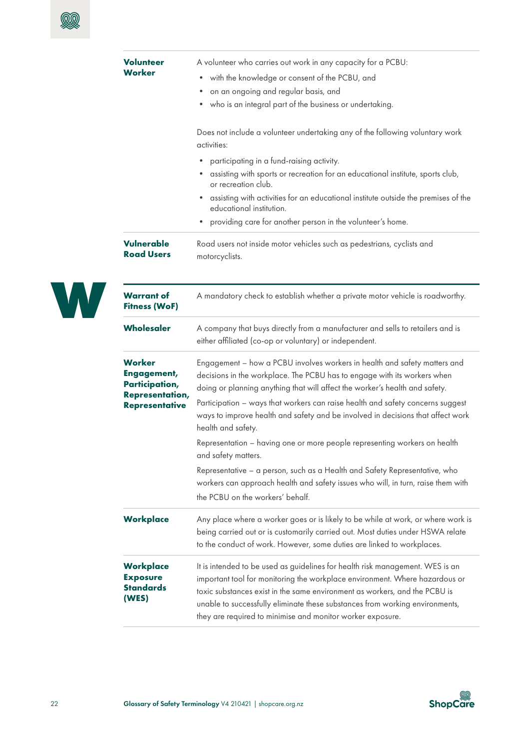**Volunteer Worker**

A volunteer who carries out work in any capacity for a PCBU:

- with the knowledge or consent of the PCBU, and
- on an ongoing and regular basis, and
- who is an integral part of the business or undertaking.

Does not include a volunteer undertaking any of the following voluntary work activities:

- participating in a fund-raising activity.
- assisting with sports or recreation for an educational institute, sports club, or recreation club.
- assisting with activities for an educational institute outside the premises of the educational institution.
- providing care for another person in the volunteer's home.

**Vulnerable Road Users**

Road users not inside motor vehicles such as pedestrians, cyclists and motorcyclists.

# W

**Warrant of Fitness (WoF)**

A mandatory check to establish whether a private motor vehicle is roadworthy.

**Wholesaler**

A company that buys directly from a manufacturer and sells to retailers and is either affiliated (co-op or voluntary) or independent.

**Worker Engagement, Participation, Representation, Representative**

Engagement – how a PCBU involves workers in health and safety matters and decisions in the workplace. The PCBU has to engage with its workers when doing or planning anything that will affect the worker's health and safety.

Participation – ways that workers can raise health and safety concerns suggest ways to improve health and safety and be involved in decisions that affect work health and safety.

Representation – having one or more people representing workers on health and safety matters.

Representative – a person, such as a Health and Safety Representative, who workers can approach health and safety issues who will, in turn, raise them with the PCBU on the workers' behalf.

**Workplace**

Any place where a worker goes or is likely to be while at work, or where work is being carried out or is customarily carried out. Most duties under HSWA relate to the conduct of work. However, some duties are linked to workplaces.

**Workplace Exposure Standards (WES)**

It is intended to be used as guidelines for health risk management. WES is an important tool for monitoring the workplace environment. Where hazardous or toxic substances exist in the same environment as workers, and the PCBU is unable to successfully eliminate these substances from working environments, they are required to minimise and monitor worker exposure.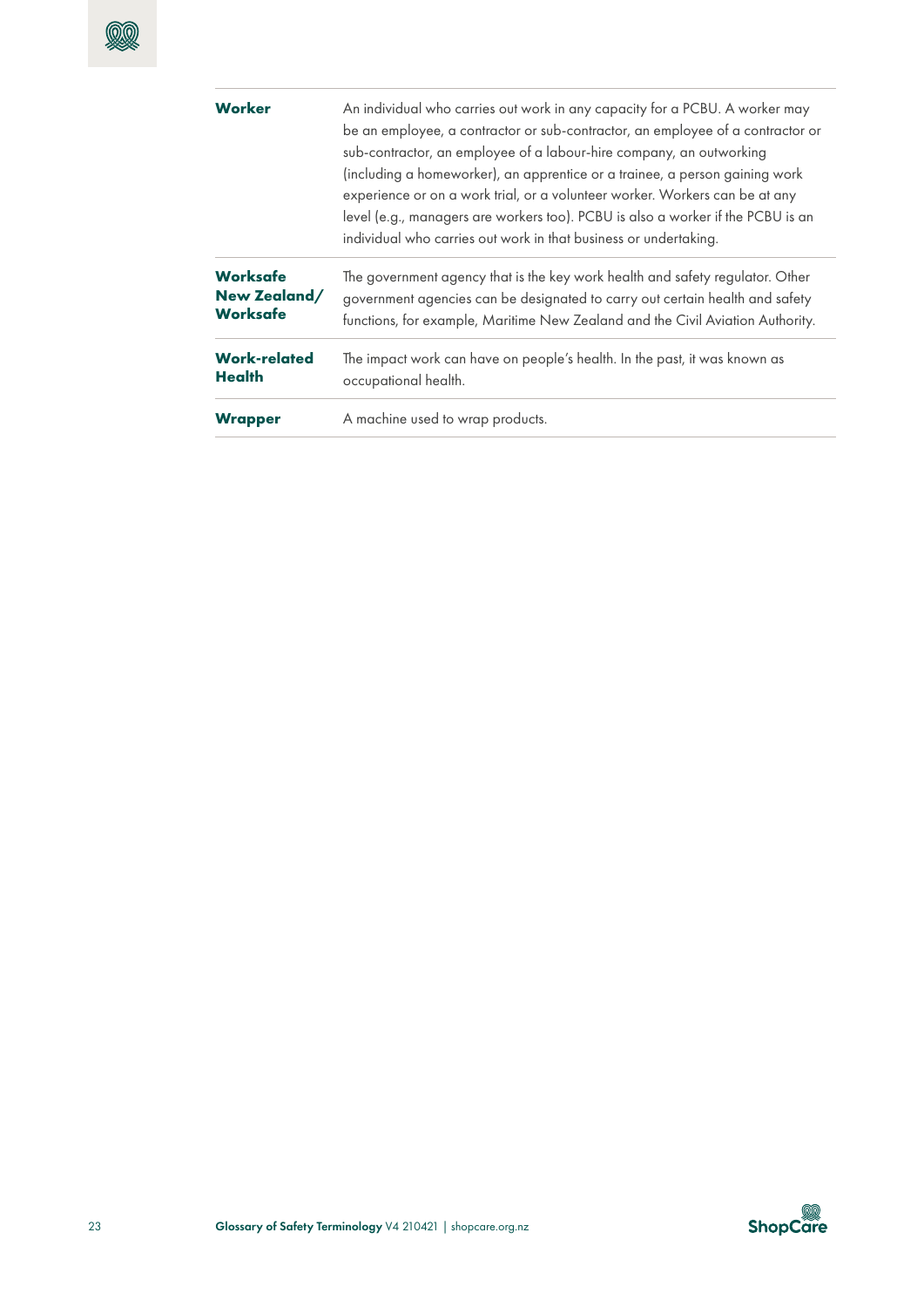| | |
|---|---|
| **Worker** | An individual who carries out work in any capacity for a PCBU. A worker may be an employee, a contractor or sub-contractor, an employee of a contractor or sub-contractor, an employee of a labour-hire company, an outworking (including a homeworker), an apprentice or a trainee, a person gaining work experience or on a work trial, or a volunteer worker. Workers can be at any level (e.g., managers are workers too). PCBU is also a worker if the PCBU is an individual who carries out work in that business or undertaking. |
| **Worksafe New Zealand/ Worksafe** | The government agency that is the key work health and safety regulator. Other government agencies can be designated to carry out certain health and safety functions, for example, Maritime New Zealand and the Civil Aviation Authority. |
| **Work-related Health** | The impact work can have on people's health. In the past, it was known as occupational health. |
| **Wrapper** | A machine used to wrap products. |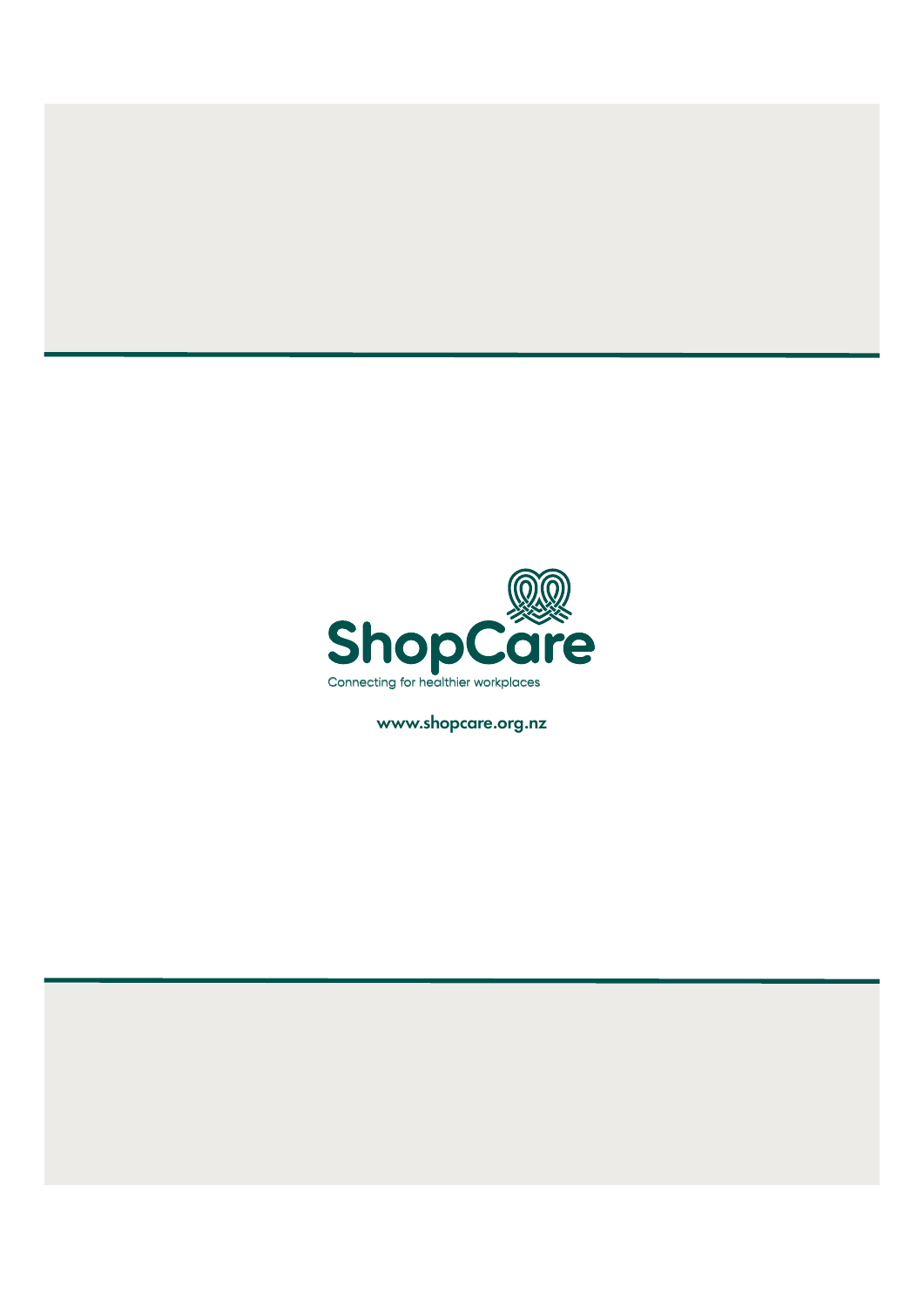ShopCare

Connecting for healthier workplaces

www.shopcare.org.nz